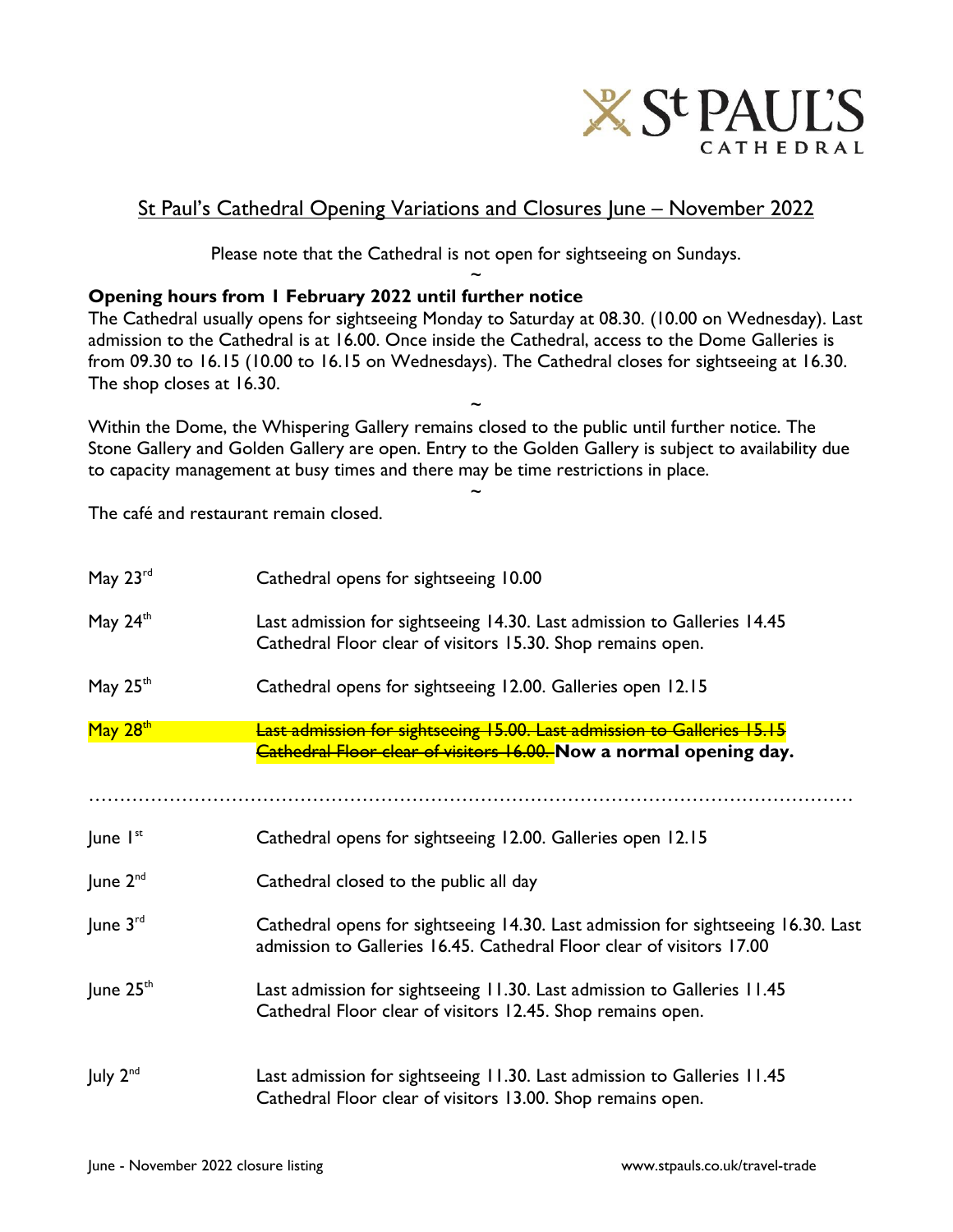St Paul's Cathedral

## St Paul's Cathedral Opening Variations and Closures June – November 2022

Please note that the Cathedral is not open for sightseeing on Sundays.

~

**Opening hours from 1 February 2022 until further notice**

The Cathedral usually opens for sightseeing Monday to Saturday at 08.30. (10.00 on Wednesday). Last admission to the Cathedral is at 16.00. Once inside the Cathedral, access to the Dome Galleries is from 09.30 to 16.15 (10.00 to 16.15 on Wednesdays). The Cathedral closes for sightseeing at 16.30. The shop closes at 16.30.

~

Within the Dome, the Whispering Gallery remains closed to the public until further notice. The Stone Gallery and Golden Gallery are open. Entry to the Golden Gallery is subject to availability due to capacity management at busy times and there may be time restrictions in place.

~

The café and restaurant remain closed.

| | |
|---|---|
| May 23rd | Cathedral opens for sightseeing 10.00 |
| May 24th | Last admission for sightseeing 14.30. Last admission to Galleries 14.45 Cathedral Floor clear of visitors 15.30. Shop remains open. |
| May 25th | Cathedral opens for sightseeing 12.00. Galleries open 12.15 |
| May 28th | ~~Last admission for sightseeing 15.00. Last admission to Galleries 15.15 Cathedral Floor clear of visitors 16.00.~~ **Now a normal opening day.** |

| | |
|---|---|
| June 1st | Cathedral opens for sightseeing 12.00. Galleries open 12.15 |
| June 2nd | Cathedral closed to the public all day |
| June 3rd | Cathedral opens for sightseeing 14.30. Last admission for sightseeing 16.30. Last admission to Galleries 16.45. Cathedral Floor clear of visitors 17.00 |
| June 25th | Last admission for sightseeing 11.30. Last admission to Galleries 11.45 Cathedral Floor clear of visitors 12.45. Shop remains open. |
| July 2nd | Last admission for sightseeing 11.30. Last admission to Galleries 11.45 Cathedral Floor clear of visitors 13.00. Shop remains open. |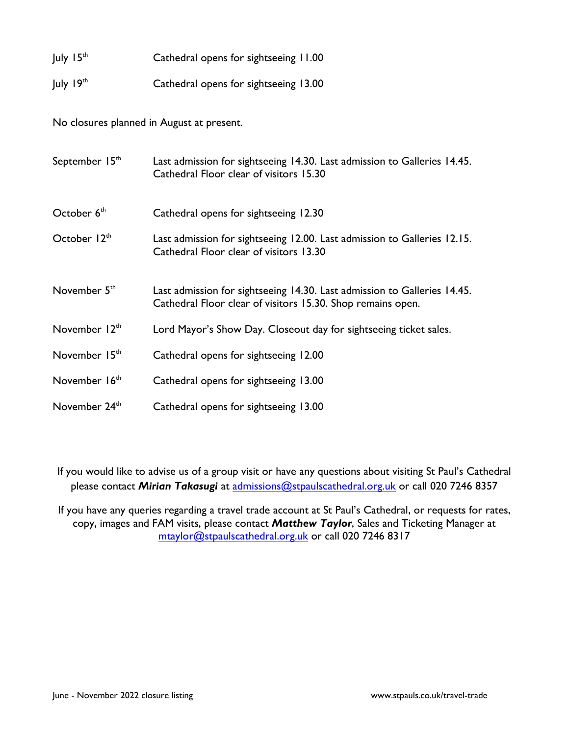| | |
|---|---|
| July 15th | Cathedral opens for sightseeing 11.00 |
| July 19th | Cathedral opens for sightseeing 13.00 |

No closures planned in August at present.

| | |
|---|---|
| September 15th | Last admission for sightseeing 14.30. Last admission to Galleries 14.45. Cathedral Floor clear of visitors 15.30 |
| October 6th | Cathedral opens for sightseeing 12.30 |
| October 12th | Last admission for sightseeing 12.00. Last admission to Galleries 12.15. Cathedral Floor clear of visitors 13.30 |
| November 5th | Last admission for sightseeing 14.30. Last admission to Galleries 14.45. Cathedral Floor clear of visitors 15.30. Shop remains open. |
| November 12th | Lord Mayor's Show Day. Closeout day for sightseeing ticket sales. |
| November 15th | Cathedral opens for sightseeing 12.00 |
| November 16th | Cathedral opens for sightseeing 13.00 |
| November 24th | Cathedral opens for sightseeing 13.00 |

If you would like to advise us of a group visit or have any questions about visiting St Paul's Cathedral please contact ***Mirian Takasugi*** at admissions@stpaulscathedral.org.uk or call 020 7246 8357

If you have any queries regarding a travel trade account at St Paul's Cathedral, or requests for rates, copy, images and FAM visits, please contact ***Matthew Taylor***, Sales and Ticketing Manager at mtaylor@stpaulscathedral.org.uk or call 020 7246 8317